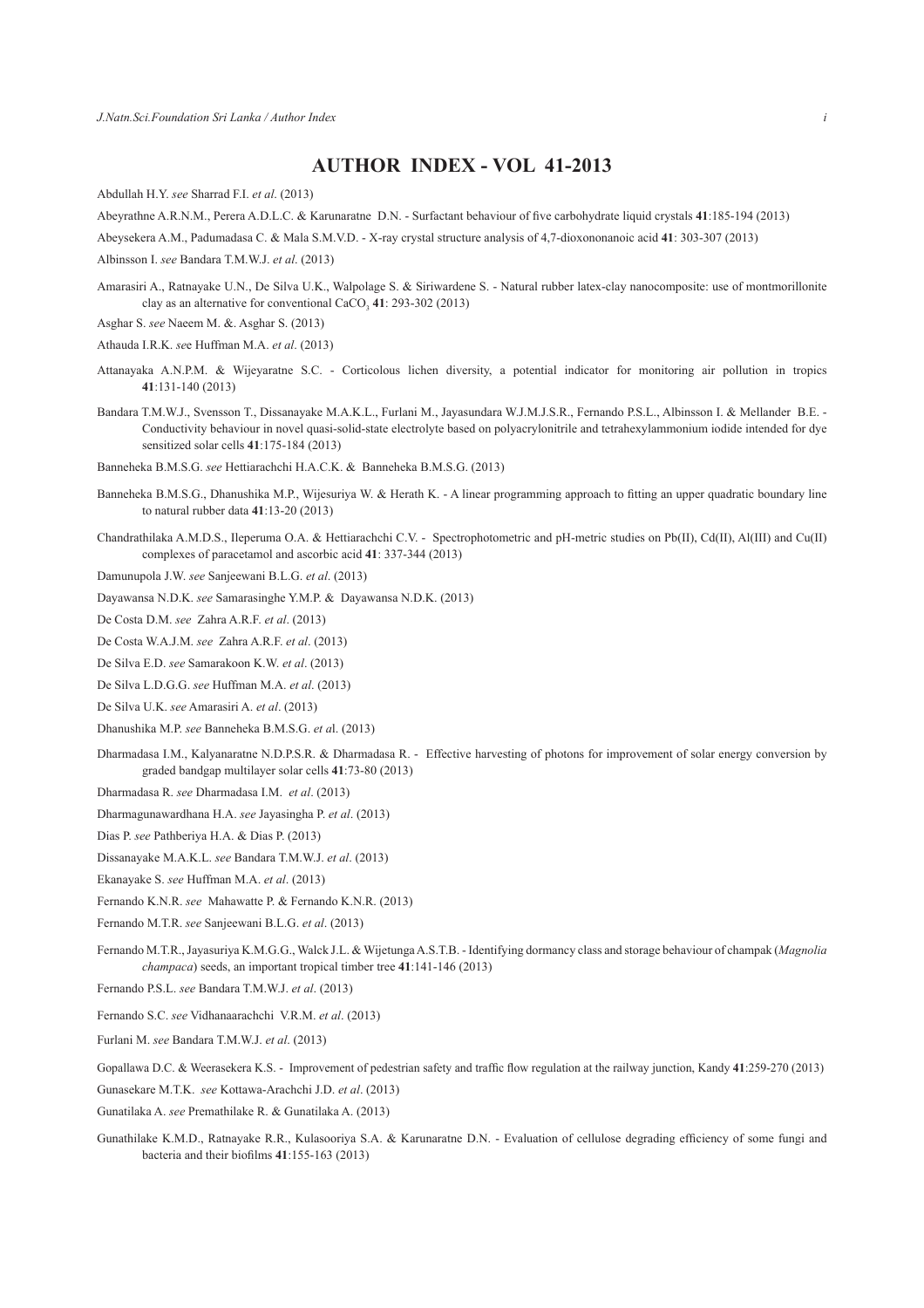# AUTHOR INDEX - VOL 41-2013

Abdullah H.Y. *see* Sharrad F.I. *et al*. (2013)

Abeyrathne A.R.N.M., Perera A.D.L.C. & Karunaratne D.N. - Surfactant behaviour of five carbohydrate liquid crystals **41**:185-194 (2013)

Abeysekera A.M., Padumadasa C. & Mala S.M.V.D. - X-ray crystal structure analysis of 4,7-dioxononanoic acid **41**: 303-307 (2013)

Albinsson I. *see* Bandara T.M.W.J. *et al*. (2013)

Amarasiri A., Ratnayake U.N., De Silva U.K., Walpolage S. & Siriwardene S. - Natural rubber latex-clay nanocomposite: use of montmorillonite clay as an alternative for conventional $CaCO_3$ **41**: 293-302 (2013)

Asghar S. *see* Naeem M. &. Asghar S. (2013)

Athauda I.R.K. *se*e Huffman M.A. *et al*. (2013)

Attanayaka A.N.P.M. & Wijeyaratne S.C. - Corticolous lichen diversity, a potential indicator for monitoring air pollution in tropics **41**:131-140 (2013)

Bandara T.M.W.J., Svensson T., Dissanayake M.A.K.L., Furlani M., Jayasundara W.J.M.J.S.R., Fernando P.S.L., Albinsson I. & Mellander B.E. - Conductivity behaviour in novel quasi-solid-state electrolyte based on polyacrylonitrile and tetrahexylammonium iodide intended for dye sensitized solar cells **41**:175-184 (2013)

Banneheka B.M.S.G. *see* Hettiarachchi H.A.C.K. & Banneheka B.M.S.G. (2013)

Banneheka B.M.S.G., Dhanushika M.P., Wijesuriya W. & Herath K. - A linear programming approach to fitting an upper quadratic boundary line to natural rubber data **41**:13-20 (2013)

Chandrathilaka A.M.D.S., Ileperuma O.A. & Hettiarachchi C.V. - Spectrophotometric and pH-metric studies on Pb(II), Cd(II), Al(III) and Cu(II) complexes of paracetamol and ascorbic acid **41**: 337-344 (2013)

Damunupola J.W. *see* Sanjeewani B.L.G. *et al*. (2013)

Dayawansa N.D.K. *see* Samarasinghe Y.M.P. & Dayawansa N.D.K. (2013)

De Costa D.M. *see* Zahra A.R.F. *et al*. (2013)

De Costa W.A.J.M. *see* Zahra A.R.F. *et al*. (2013)

De Silva E.D. *see* Samarakoon K.W. *et al*. (2013)

De Silva L.D.G.G. *see* Huffman M.A. *et al*. (2013)

De Silva U.K. *see* Amarasiri A. *et al*. (2013)

Dhanushika M.P. *see* Banneheka B.M.S.G. *et a*l. (2013)

Dharmadasa I.M., Kalyanaratne N.D.P.S.R. & Dharmadasa R. - Effective harvesting of photons for improvement of solar energy conversion by graded bandgap multilayer solar cells **41**:73-80 (2013)

Dharmadasa R. *see* Dharmadasa I.M. *et al*. (2013)

Dharmagunawardhana H.A. *see* Jayasingha P. *et al*. (2013)

Dias P. *see* Pathberiya H.A. & Dias P. (2013)

Dissanayake M.A.K.L. *see* Bandara T.M.W.J. *et al*. (2013)

Ekanayake S. *see* Huffman M.A. *et al*. (2013)

Fernando K.N.R. *see* Mahawatte P. & Fernando K.N.R. (2013)

Fernando M.T.R. *see* Sanjeewani B.L.G. *et al*. (2013)

Fernando M.T.R., Jayasuriya K.M.G.G., Walck J.L. & Wijetunga A.S.T.B. - Identifying dormancy class and storage behaviour of champak (*Magnolia champaca*) seeds, an important tropical timber tree **41**:141-146 (2013)

Fernando P.S.L. *see* Bandara T.M.W.J. *et al*. (2013)

Fernando S.C. *see* Vidhanaarachchi V.R.M. *et al*. (2013)

Furlani M. *see* Bandara T.M.W.J. *et al*. (2013)

Gopallawa D.C. & Weerasekera K.S. - Improvement of pedestrian safety and traffic flow regulation at the railway junction, Kandy **41**:259-270 (2013)

Gunasekare M.T.K. *see* Kottawa-Arachchi J.D. *et al*. (2013)

Gunatilaka A. *see* Premathilake R. & Gunatilaka A. (2013)

Gunathilake K.M.D., Ratnayake R.R., Kulasooriya S.A. & Karunaratne D.N. - Evaluation of cellulose degrading efficiency of some fungi and bacteria and their biofilms **41**:155-163 (2013)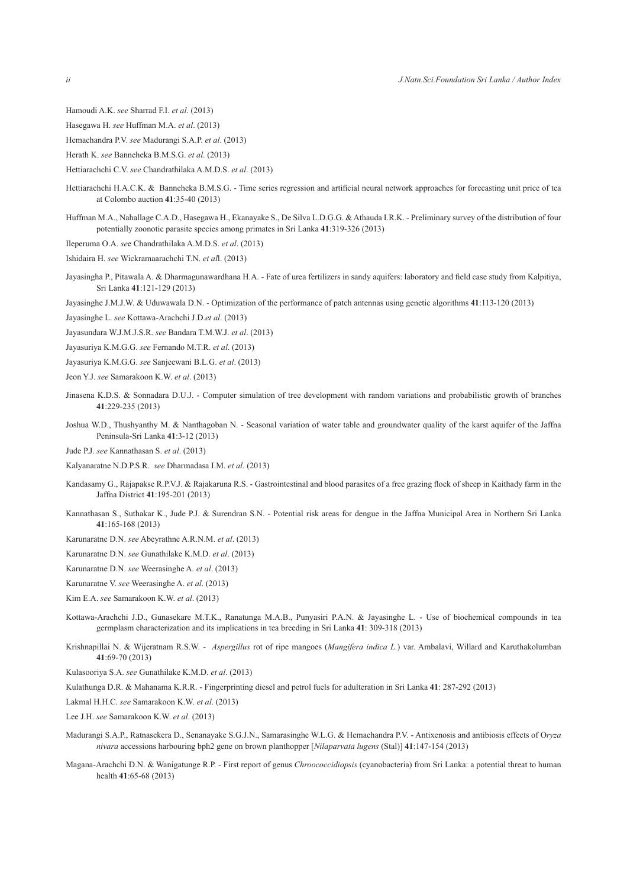Hamoudi A.K. *see* Sharrad F.I. *et al*. (2013)

Hasegawa H. *see* Huffman M.A. *et al*. (2013)

Hemachandra P.V. *see* Madurangi S.A.P. *et al*. (2013)

Herath K. *see* Banneheka B.M.S.G. *et al*. (2013)

Hettiarachchi C.V. *see* Chandrathilaka A.M.D.S. *et al*. (2013)

Hettiarachchi H.A.C.K. & Banneheka B.M.S.G. - Time series regression and artificial neural network approaches for forecasting unit price of tea at Colombo auction **41**:35-40 (2013)

Huffman M.A., Nahallage C.A.D., Hasegawa H., Ekanayake S., De Silva L.D.G.G. & Athauda I.R.K. - Preliminary survey of the distribution of four potentially zoonotic parasite species among primates in Sri Lanka **41**:319-326 (2013)

Ileperuma O.A. *se*e Chandrathilaka A.M.D.S. *et al*. (2013)

Ishidaira H. *see* Wickramaarachchi T.N. *et al*l. (2013)

Jayasingha P., Pitawala A. & Dharmagunawardhana H.A. - Fate of urea fertilizers in sandy aquifers: laboratory and field case study from Kalpitiya, Sri Lanka **41**:121-129 (2013)

Jayasinghe J.M.J.W. & Uduwawala D.N. - Optimization of the performance of patch antennas using genetic algorithms **41**:113-120 (2013)

Jayasinghe L. *see* Kottawa-Arachchi J.D.*et al*. (2013)

Jayasundara W.J.M.J.S.R. *see* Bandara T.M.W.J. *et al*. (2013)

Jayasuriya K.M.G.G. *see* Fernando M.T.R. *et al*. (2013)

Jayasuriya K.M.G.G. *see* Sanjeewani B.L.G. *et al*. (2013)

Jeon Y.J. *see* Samarakoon K.W. *et al*. (2013)

Jinasena K.D.S. & Sonnadara D.U.J. - Computer simulation of tree development with random variations and probabilistic growth of branches **41**:229-235 (2013)

Joshua W.D., Thushyanthy M. & Nanthagoban N. - Seasonal variation of water table and groundwater quality of the karst aquifer of the Jaffna Peninsula-Sri Lanka **41**:3-12 (2013)

Jude P.J. *see* Kannathasan S. *et al*. (2013)

Kalyanaratne N.D.P.S.R. *see* Dharmadasa I.M. *et al*. (2013)

Kandasamy G., Rajapakse R.P.V.J. & Rajakaruna R.S. - Gastrointestinal and blood parasites of a free grazing flock of sheep in Kaithady farm in the Jaffna District **41**:195-201 (2013)

Kannathasan S., Suthakar K., Jude P.J. & Surendran S.N. - Potential risk areas for dengue in the Jaffna Municipal Area in Northern Sri Lanka **41**:165-168 (2013)

Karunaratne D.N. *see* Abeyrathne A.R.N.M. *et al*. (2013)

Karunaratne D.N. *see* Gunathilake K.M.D. *et al*. (2013)

Karunaratne D.N. *see* Weerasinghe A. *et al*. (2013)

Karunaratne V. *see* Weerasinghe A. *et al*. (2013)

Kim E.A. *see* Samarakoon K.W. *et al*. (2013)

Kottawa-Arachchi J.D., Gunasekare M.T.K., Ranatunga M.A.B., Punyasiri P.A.N. & Jayasinghe L. - Use of biochemical compounds in tea germplasm characterization and its implications in tea breeding in Sri Lanka **41**: 309-318 (2013)

Krishnapillai N. & Wijeratnam R.S.W. - *Aspergillus* rot of ripe mangoes (*Mangifera indica L.*) var. Ambalavi, Willard and Karuthakolumban **41**:69-70 (2013)

Kulasooriya S.A. *see* Gunathilake K.M.D. *et al*. (2013)

Kulathunga D.R. & Mahanama K.R.R. - Fingerprinting diesel and petrol fuels for adulteration in Sri Lanka **41**: 287-292 (2013)

Lakmal H.H.C. *see* Samarakoon K.W. *et al*. (2013)

Lee J.H. *see* Samarakoon K.W. *et al*. (2013)

Madurangi S.A.P., Ratnasekera D., Senanayake S.G.J.N., Samarasinghe W.L.G. & Hemachandra P.V. - Antixenosis and antibiosis effects of O*ryza nivara* accessions harbouring bph2 gene on brown planthopper [*Nilaparvata lugens* (Stal)] **41**:147-154 (2013)

Magana-Arachchi D.N. & Wanigatunge R.P. - First report of genus *Chroococcidiopsis* (cyanobacteria) from Sri Lanka: a potential threat to human health **41**:65-68 (2013)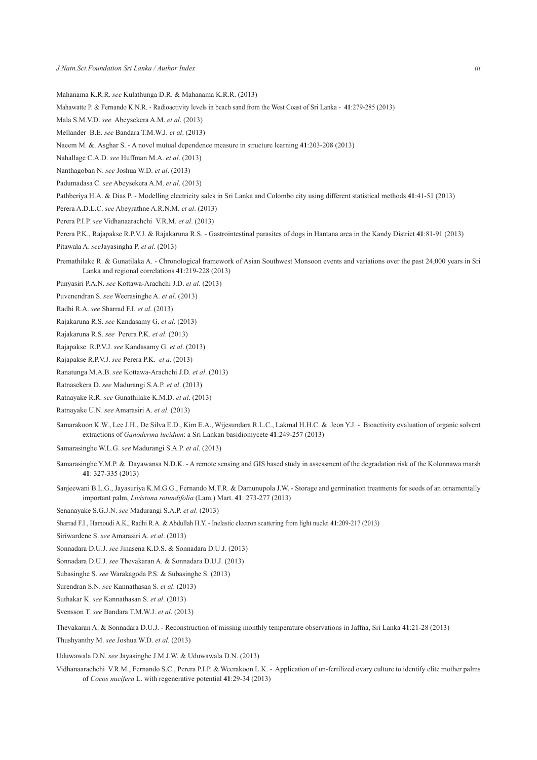Mahanama K.R.R. *see* Kulathunga D.R. & Mahanama K.R.R. (2013)

Mahawatte P. & Fernando K.N.R. - Radioactivity levels in beach sand from the West Coast of Sri Lanka - **41**:279-285 (2013)

Mala S.M.V.D. *see* Abeysekera A.M. *et al*. (2013)

Mellander B.E. *see* Bandara T.M.W.J. *et al*. (2013)

Naeem M. &. Asghar S. - A novel mutual dependence measure in structure learning **41**:203-208 (2013)

Nahallage C.A.D. *see* Huffman M.A. *et al*. (2013)

Nanthagoban N. *see* Joshua W.D. *et al*. (2013)

Padumadasa C. *see* Abeysekera A.M. *et al*. (2013)

Pathberiya H.A. & Dias P. - Modelling electricity sales in Sri Lanka and Colombo city using different statistical methods **41**:41-51 (2013)

Perera A.D.L.C. *see* Abeyrathne A.R.N.M. *et al*. (2013)

Perera P.I.P. *see* Vidhanaarachchi V.R.M. *et al*. (2013)

Perera P.K., Rajapakse R.P.V.J. & Rajakaruna R.S. - Gastrointestinal parasites of dogs in Hantana area in the Kandy District **41**:81-91 (2013)

Pitawala A. *see*Jayasingha P. *et al*. (2013)

Premathilake R. & Gunatilaka A. - Chronological framework of Asian Southwest Monsoon events and variations over the past 24,000 years in Sri Lanka and regional correlations **41**:219-228 (2013)

Punyasiri P.A.N. *see* Kottawa-Arachchi J.D. *et al*. (2013)

Puvenendran S. *see* Weerasinghe A. *et al*. (2013)

Radhi R.A. *see* Sharrad F.I. *et al*. (2013)

Rajakaruna R.S. *see* Kandasamy G. *et al*. (2013)

Rajakaruna R.S. *see* Perera P.K. *et al*. (2013)

Rajapakse R.P.V.J. *see* Kandasamy G. *et al*. (2013)

Rajapakse R.P.V.J. *see* Perera P.K. *et a*. (2013)

Ranatunga M.A.B. *see* Kottawa-Arachchi J.D. *et al*. (2013)

Ratnasekera D. *see* Madurangi S.A.P. *et al*. (2013)

Ratnayake R.R. *see* Gunathilake K.M.D. *et al*. (2013)

Ratnayake U.N. *see* Amarasiri A. *et al*. (2013)

Samarakoon K.W., Lee J.H., De Silva E.D., Kim E.A., Wijesundara R.L.C., Lakmal H.H.C. & Jeon Y.J. - Bioactivity evaluation of organic solvent extractions of *Ganoderma lucidum*: a Sri Lankan basidiomycete **41**:249-257 (2013)

Samarasinghe W.L.G. *see* Madurangi S.A.P. *et al*. (2013)

Samarasinghe Y.M.P. & Dayawansa N.D.K. - A remote sensing and GIS based study in assessment of the degradation risk of the Kolonnawa marsh **41**: 327-335 (2013)

Sanjeewani B.L.G., Jayasuriya K.M.G.G., Fernando M.T.R. & Damunupola J.W. - Storage and germination treatments for seeds of an ornamentally important palm, *Livistona rotundifolia* (Lam.) Mart. **41**: 273-277 (2013)

Senanayake S.G.J.N. *see* Madurangi S.A.P. *et al*. (2013)

Sharrad F.I., Hamoudi A.K., Radhi R.A. & Abdullah H.Y. - Inelastic electron scattering from light nuclei **41**:209-217 (2013)

Siriwardene S. *see* Amarasiri A. *et al*. (2013)

Sonnadara D.U.J. *see* Jinasena K.D.S. & Sonnadara D.U.J. (2013)

Sonnadara D.U.J. *see* Thevakaran A. & Sonnadara D.U.J. (2013)

Subasinghe S. *see* Warakagoda P.S. & Subasinghe S. (2013)

Surendran S.N. *see* Kannathasan S. *et al*. (2013)

Suthakar K. *see* Kannathasan S. *et al*. (2013)

Svensson T. *see* Bandara T.M.W.J. *et al*. (2013)

Thevakaran A. & Sonnadara D.U.J. - Reconstruction of missing monthly temperature observations in Jaffna, Sri Lanka **41**:21-28 (2013)

Thushyanthy M. *see* Joshua W.D. *et al*. (2013)

Uduwawala D.N. *see* Jayasinghe J.M.J.W. & Uduwawala D.N. (2013)

Vidhanaarachchi V.R.M., Fernando S.C., Perera P.I.P. & Weerakoon L.K. - Application of un-fertilized ovary culture to identify elite mother palms of *Cocos nucifera* L. with regenerative potential **41**:29-34 (2013)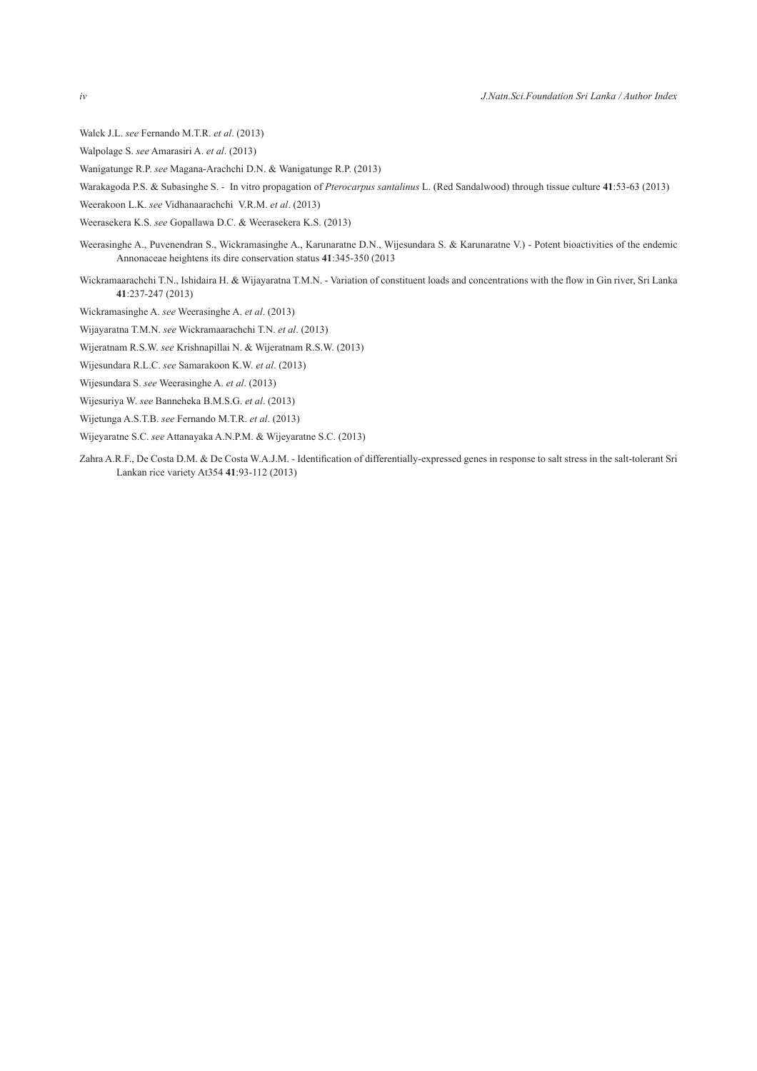Walck J.L. *see* Fernando M.T.R. *et al*. (2013)

Walpolage S. *see* Amarasiri A. *et al*. (2013)

Wanigatunge R.P. *see* Magana-Arachchi D.N. & Wanigatunge R.P. (2013)

Warakagoda P.S. & Subasinghe S. - In vitro propagation of *Pterocarpus santalinus* L. (Red Sandalwood) through tissue culture **41**:53-63 (2013)

Weerakoon L.K. *see* Vidhanaarachchi V.R.M. *et al*. (2013)

Weerasekera K.S. *see* Gopallawa D.C. & Weerasekera K.S. (2013)

Weerasinghe A., Puvenendran S., Wickramasinghe A., Karunaratne D.N., Wijesundara S. & Karunaratne V.) - Potent bioactivities of the endemic Annonaceae heightens its dire conservation status **41**:345-350 (2013

Wickramaarachchi T.N., Ishidaira H. & Wijayaratna T.M.N. - Variation of constituent loads and concentrations with the flow in Gin river, Sri Lanka **41**:237-247 (2013)

Wickramasinghe A. *see* Weerasinghe A. *et al*. (2013)

Wijayaratna T.M.N. *see* Wickramaarachchi T.N. *et al*. (2013)

Wijeratnam R.S.W. *see* Krishnapillai N. & Wijeratnam R.S.W. (2013)

Wijesundara R.L.C. *see* Samarakoon K.W. *et al*. (2013)

Wijesundara S. *see* Weerasinghe A. *et al*. (2013)

Wijesuriya W. *see* Banneheka B.M.S.G. *et al*. (2013)

Wijetunga A.S.T.B. *see* Fernando M.T.R. *et al*. (2013)

Wijeyaratne S.C. *see* Attanayaka A.N.P.M. & Wijeyaratne S.C. (2013)

Zahra A.R.F., De Costa D.M. & De Costa W.A.J.M. - Identification of differentially-expressed genes in response to salt stress in the salt-tolerant Sri Lankan rice variety At354 **41**:93-112 (2013)